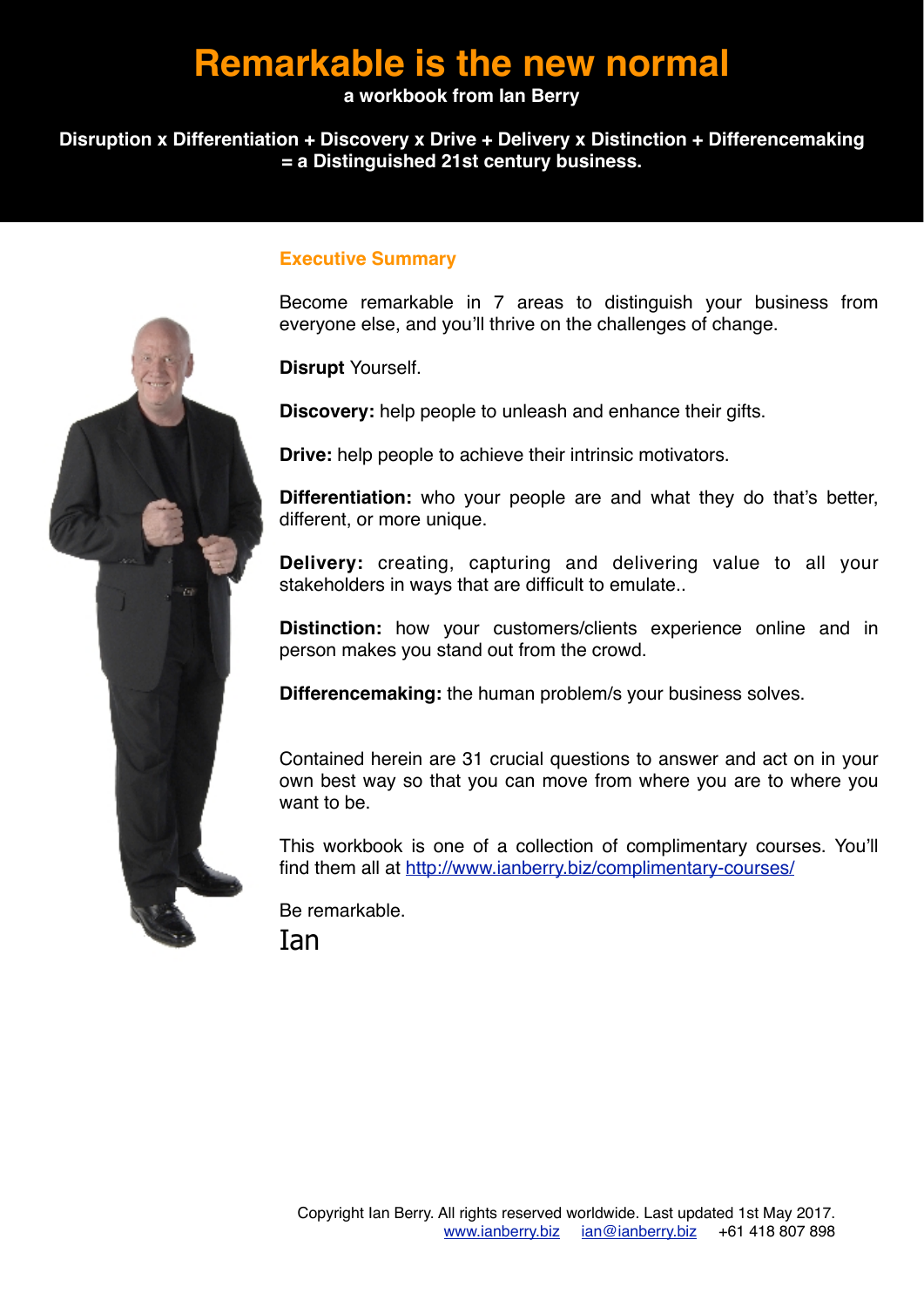# Remarkable is the new normal

**a workbook from Ian Berry**

**Disruption x Differentiation + Discovery x Drive + Delivery x Distinction + Differencemaking = a Distinguished 21st century business.**

## Executive Summary

Become remarkable in 7 areas to distinguish your business from everyone else, and you'll thrive on the challenges of change.

**Disrupt** Yourself.

**Discovery:** help people to unleash and enhance their gifts.

**Drive:** help people to achieve their intrinsic motivators.

**Differentiation:** who your people are and what they do that's better, different, or more unique.

**Delivery:** creating, capturing and delivering value to all your stakeholders in ways that are difficult to emulate..

**Distinction:** how your customers/clients experience online and in person makes you stand out from the crowd.

**Differencemaking:** the human problem/s your business solves.

Contained herein are 31 crucial questions to answer and act on in your own best way so that you can move from where you are to where you want to be.

This workbook is one of a collection of complimentary courses. You'll find them all at http://www.ianberry.biz/complimentary-courses/

Be remarkable.

Ian

Copyright Ian Berry. All rights reserved worldwide. Last updated 1st May 2017.
www.ianberry.biz ian@ianberry.biz +61 418 807 898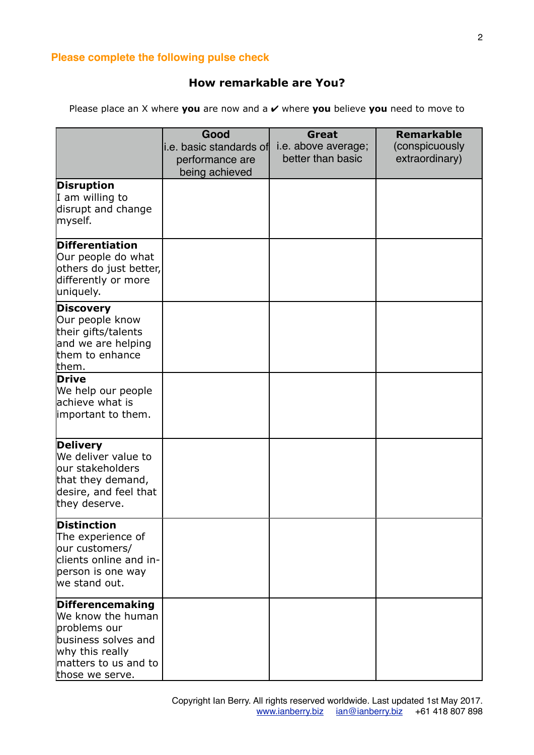**Please complete the following pulse check**

## How remarkable are You?

Please place an X where **you** are now and a ✔ where **you** believe **you** need to move to

| | **Good** i.e. basic standards of performance are being achieved | **Great** i.e. above average; better than basic | **Remarkable** (conspicuously extraordinary) |
|---|---|---|---|
| **Disruption** I am willing to disrupt and change myself. | | | |
| **Differentiation** Our people do what others do just better, differently or more uniquely. | | | |
| **Discovery** Our people know their gifts/talents and we are helping them to enhance them. | | | |
| **Drive** We help our people achieve what is important to them. | | | |
| **Delivery** We deliver value to our stakeholders that they demand, desire, and feel that they deserve. | | | |
| **Distinction** The experience of our customers/ clients online and in-person is one way we stand out. | | | |
| **Differencemaking** We know the human problems our business solves and why this really matters to us and to those we serve. | | | |

Copyright Ian Berry. All rights reserved worldwide. Last updated 1st May 2017.
www.ianberry.biz ian@ianberry.biz +61 418 807 898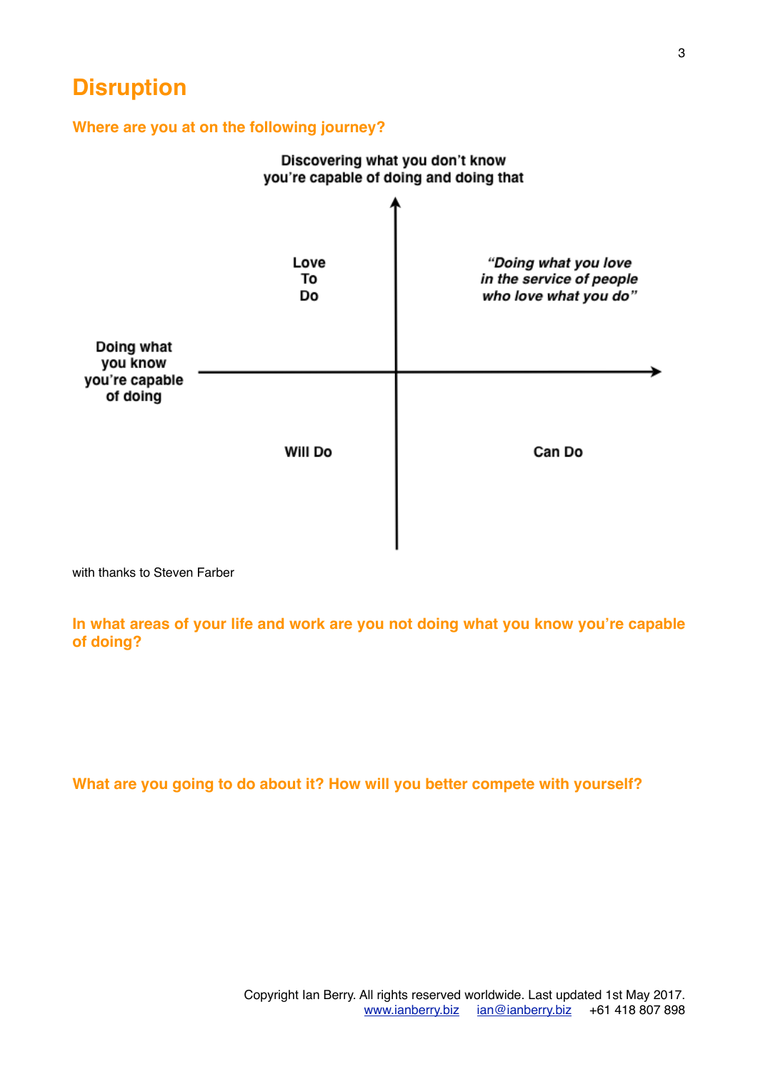# Disruption

## Where are you at on the following journey?

Discovering what you don't know you're capable of doing and doing that

| | |
|---|---|
| Love To Do | *"Doing what you love in the service of people who love what you do"* |
| Will Do | Can Do |

Doing what you know you're capable of doing

with thanks to Steven Farber

## In what areas of your life and work are you not doing what you know you're capable of doing?

## What are you going to do about it? How will you better compete with yourself?

Copyright Ian Berry. All rights reserved worldwide. Last updated 1st May 2017.
www.ianberry.biz ian@ianberry.biz +61 418 807 898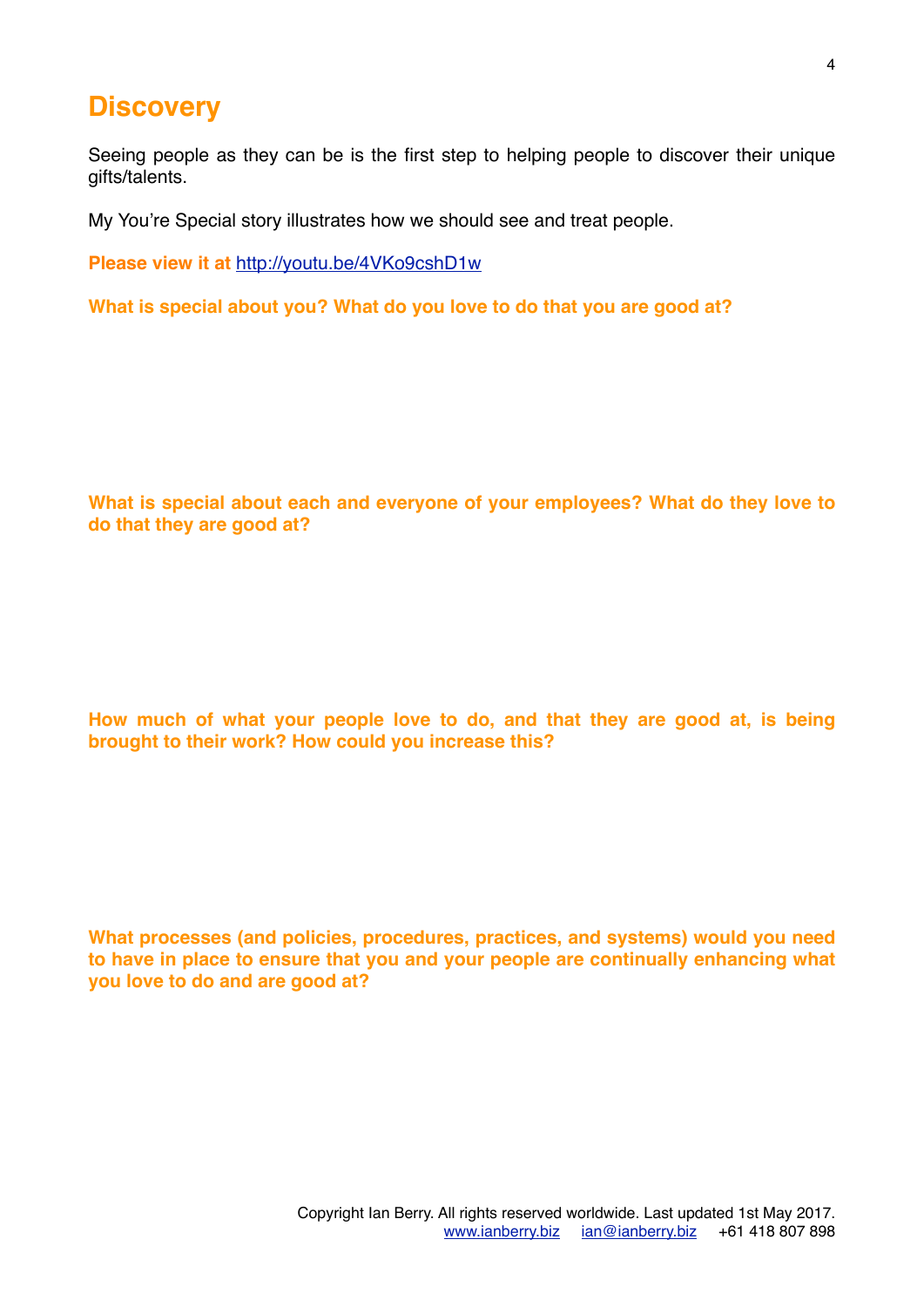# Discovery

Seeing people as they can be is the first step to helping people to discover their unique gifts/talents.

My You're Special story illustrates how we should see and treat people.

**Please view it at** http://youtu.be/4VKo9cshD1w

**What is special about you? What do you love to do that you are good at?**

**What is special about each and everyone of your employees? What do they love to do that they are good at?**

**How much of what your people love to do, and that they are good at, is being brought to their work? How could you increase this?**

**What processes (and policies, procedures, practices, and systems) would you need to have in place to ensure that you and your people are continually enhancing what you love to do and are good at?**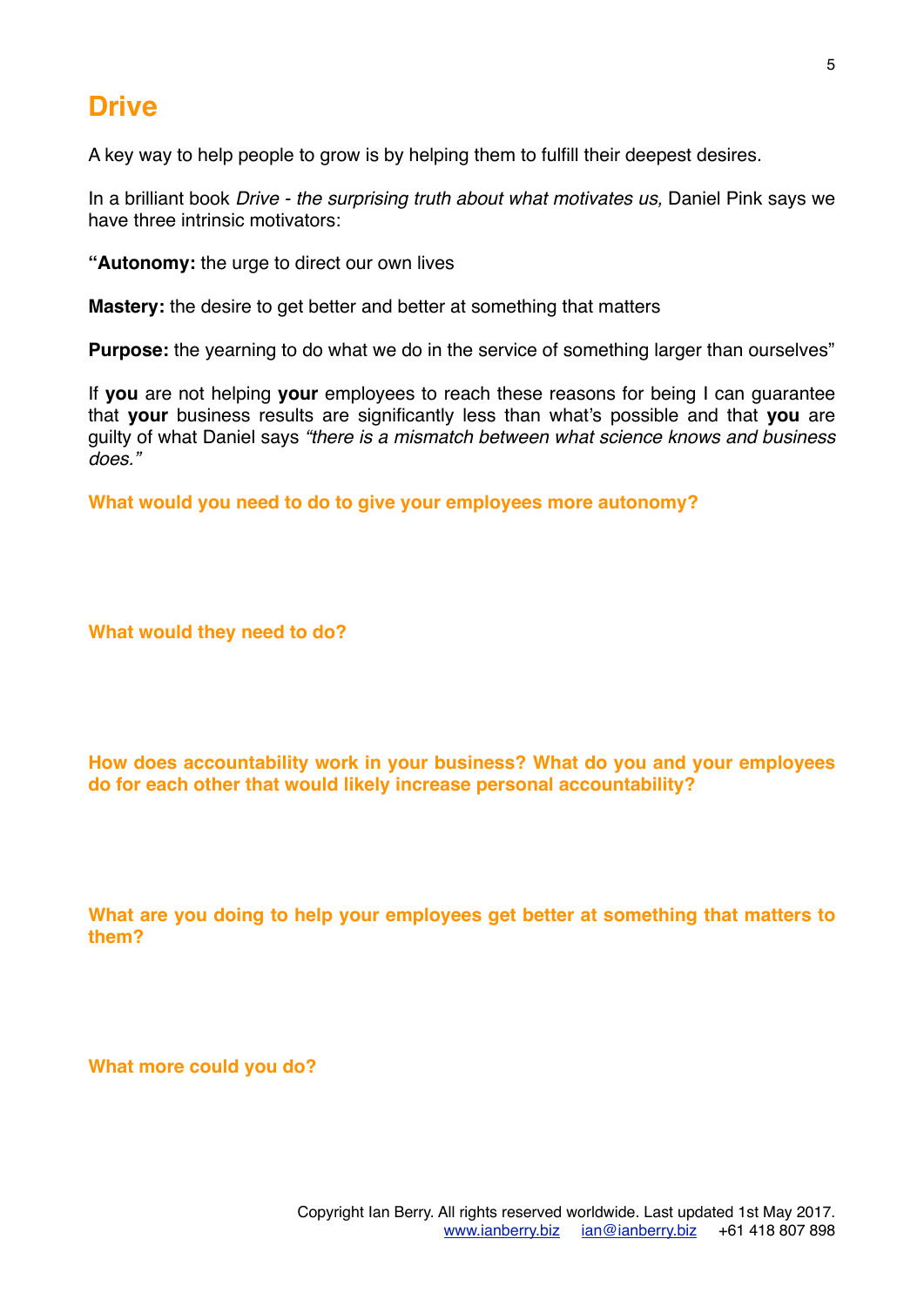# Drive

A key way to help people to grow is by helping them to fulfill their deepest desires.

In a brilliant book *Drive - the surprising truth about what motivates us,* Daniel Pink says we have three intrinsic motivators:

**"Autonomy:** the urge to direct our own lives

**Mastery:** the desire to get better and better at something that matters

**Purpose:** the yearning to do what we do in the service of something larger than ourselves"

If **you** are not helping **your** employees to reach these reasons for being I can guarantee that **your** business results are significantly less than what's possible and that **you** are guilty of what Daniel says *"there is a mismatch between what science knows and business does."*

**What would you need to do to give your employees more autonomy?**

**What would they need to do?**

**How does accountability work in your business? What do you and your employees do for each other that would likely increase personal accountability?**

**What are you doing to help your employees get better at something that matters to them?**

**What more could you do?**

Copyright Ian Berry. All rights reserved worldwide. Last updated 1st May 2017.
www.ianberry.biz ian@ianberry.biz +61 418 807 898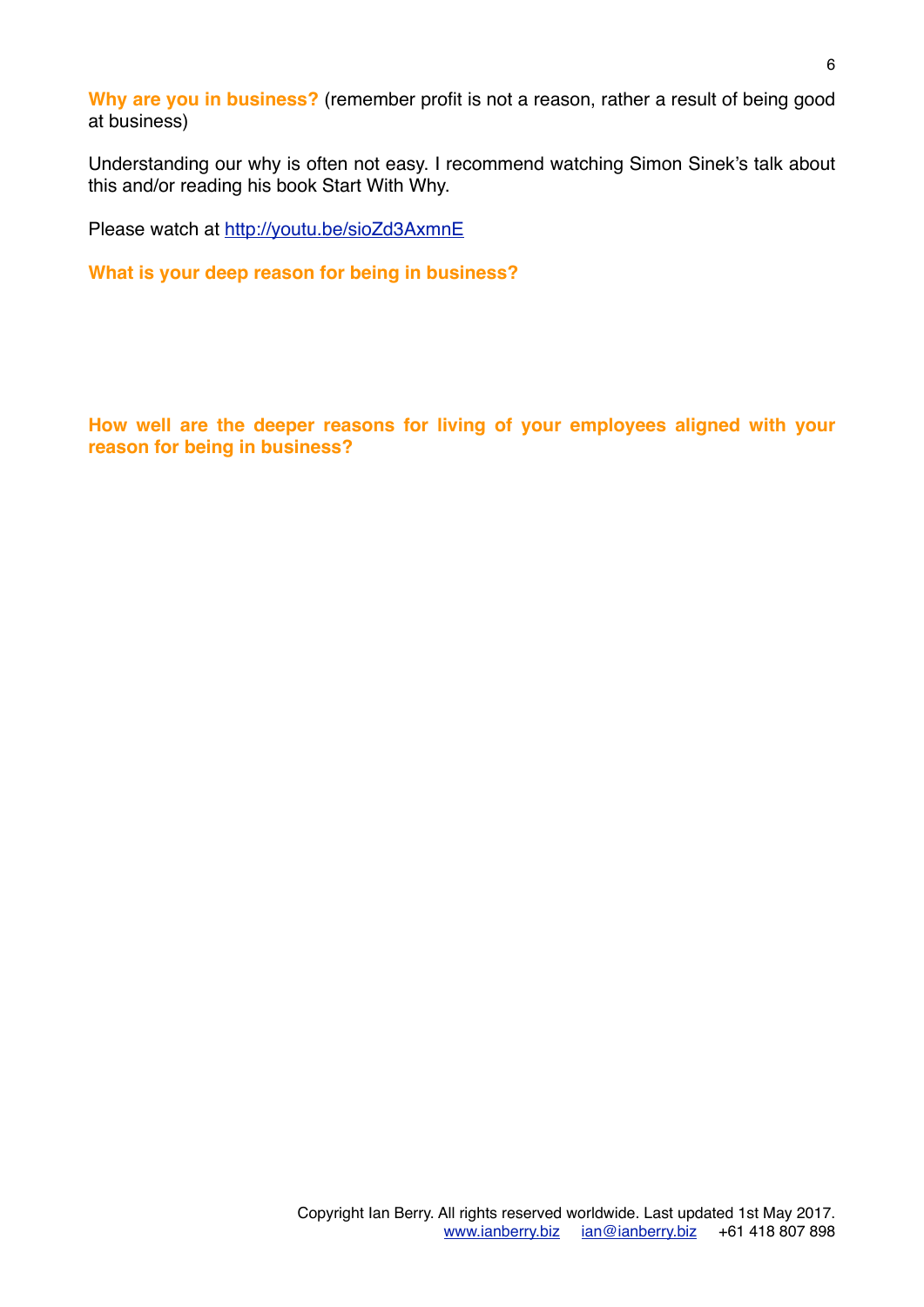**Why are you in business?** (remember profit is not a reason, rather a result of being good at business)

Understanding our why is often not easy. I recommend watching Simon Sinek's talk about this and/or reading his book Start With Why.

Please watch at [http://youtu.be/sioZd3AxmnE](http://youtu.be/sioZd3AxmnE)

**What is your deep reason for being in business?**

**How well are the deeper reasons for living of your employees aligned with your reason for being in business?**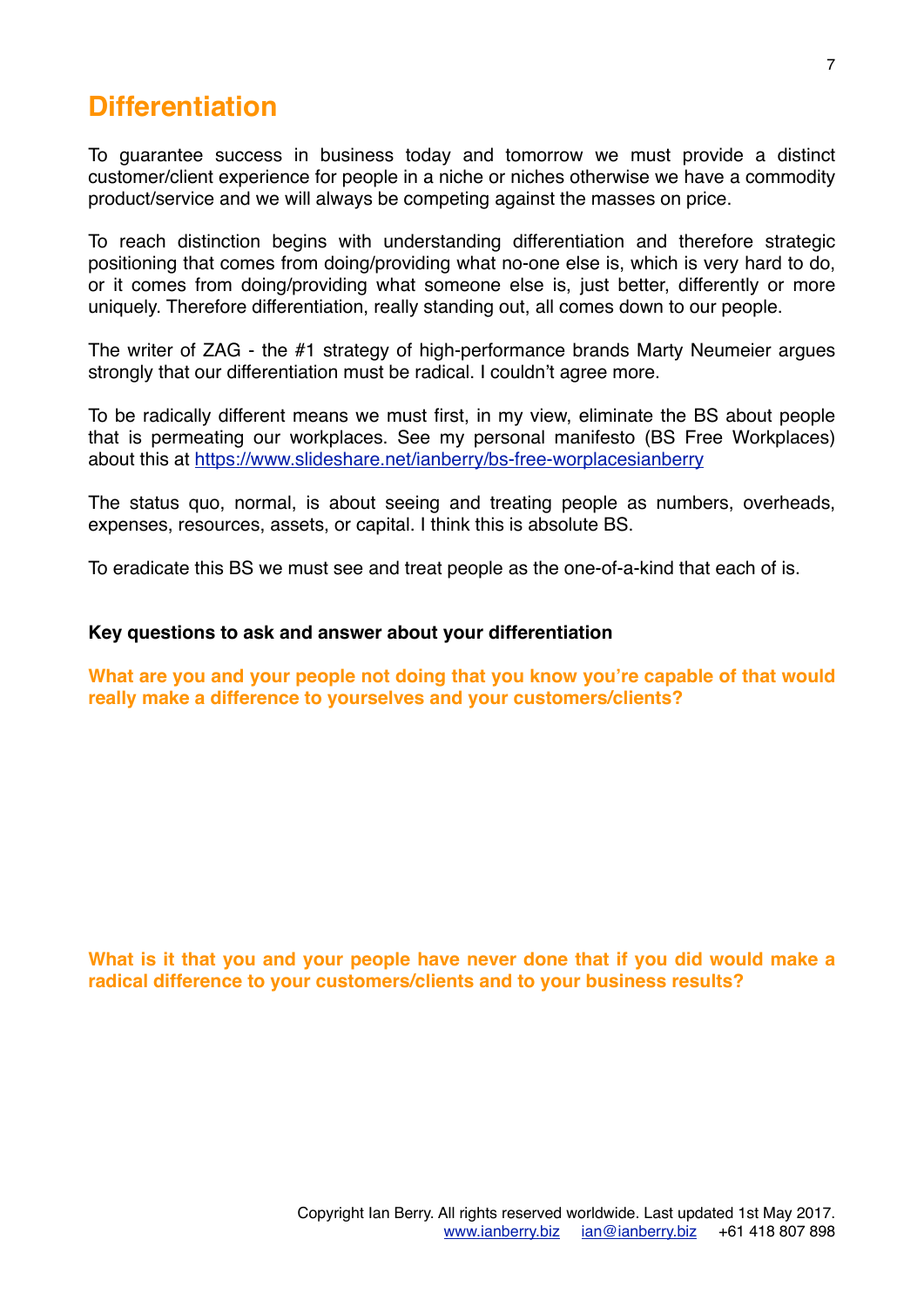# Differentiation

To guarantee success in business today and tomorrow we must provide a distinct customer/client experience for people in a niche or niches otherwise we have a commodity product/service and we will always be competing against the masses on price.

To reach distinction begins with understanding differentiation and therefore strategic positioning that comes from doing/providing what no-one else is, which is very hard to do, or it comes from doing/providing what someone else is, just better, differently or more uniquely. Therefore differentiation, really standing out, all comes down to our people.

The writer of ZAG - the #1 strategy of high-performance brands Marty Neumeier argues strongly that our differentiation must be radical. I couldn't agree more.

To be radically different means we must first, in my view, eliminate the BS about people that is permeating our workplaces. See my personal manifesto (BS Free Workplaces) about this at https://www.slideshare.net/ianberry/bs-free-worplacesianberry

The status quo, normal, is about seeing and treating people as numbers, overheads, expenses, resources, assets, or capital. I think this is absolute BS.

To eradicate this BS we must see and treat people as the one-of-a-kind that each of is.

**Key questions to ask and answer about your differentiation**

**What are you and your people not doing that you know you're capable of that would really make a difference to yourselves and your customers/clients?**

**What is it that you and your people have never done that if you did would make a radical difference to your customers/clients and to your business results?**

Copyright Ian Berry. All rights reserved worldwide. Last updated 1st May 2017.
www.ianberry.biz ian@ianberry.biz +61 418 807 898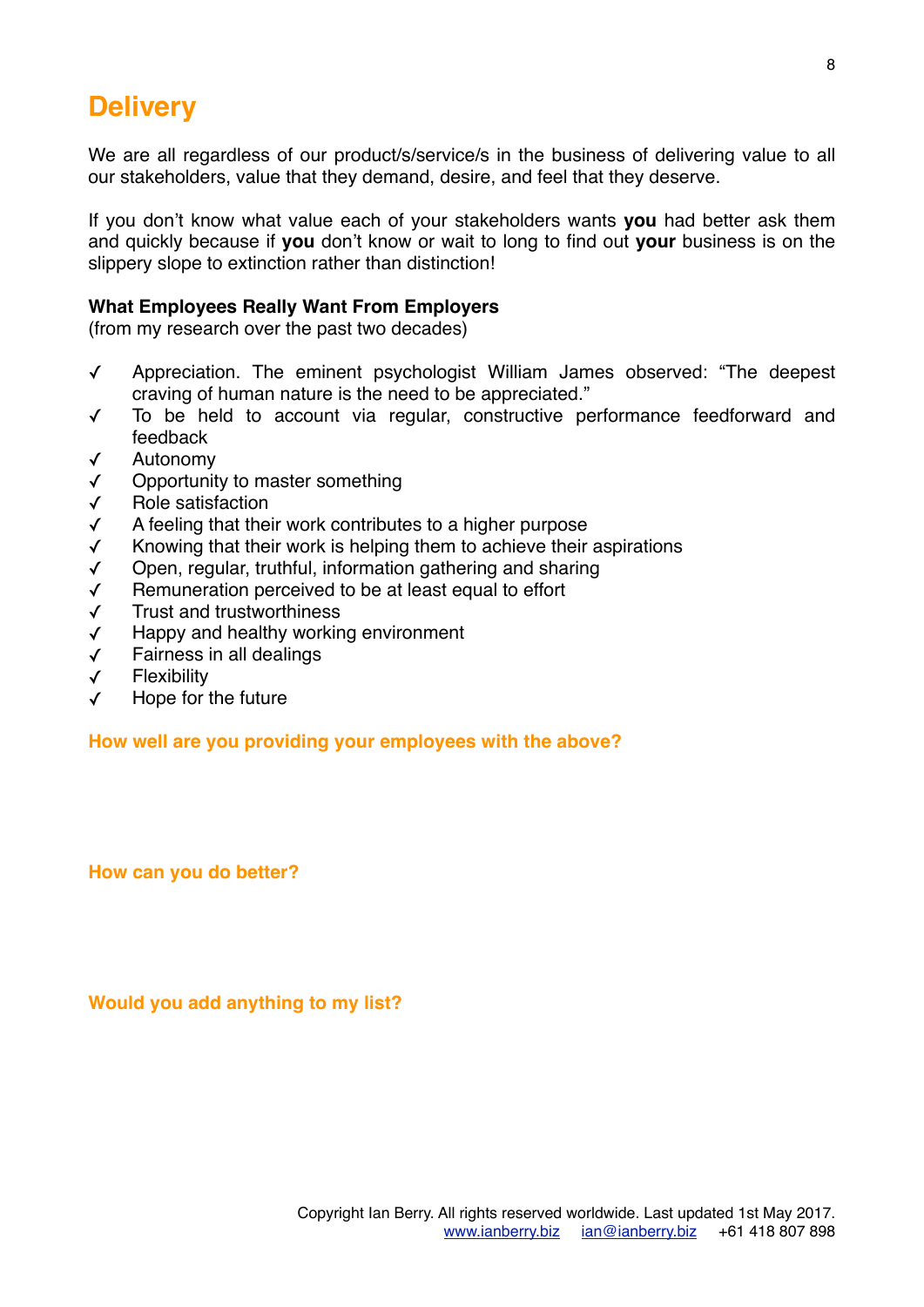# Delivery

We are all regardless of our product/s/service/s in the business of delivering value to all our stakeholders, value that they demand, desire, and feel that they deserve.

If you don't know what value each of your stakeholders wants **you** had better ask them and quickly because if **you** don't know or wait to long to find out **your** business is on the slippery slope to extinction rather than distinction!

**What Employees Really Want From Employers**
(from my research over the past two decades)

- ✓ Appreciation. The eminent psychologist William James observed: "The deepest craving of human nature is the need to be appreciated."
- ✓ To be held to account via regular, constructive performance feedforward and feedback
- ✓ Autonomy
- ✓ Opportunity to master something
- ✓ Role satisfaction
- ✓ A feeling that their work contributes to a higher purpose
- ✓ Knowing that their work is helping them to achieve their aspirations
- ✓ Open, regular, truthful, information gathering and sharing
- ✓ Remuneration perceived to be at least equal to effort
- ✓ Trust and trustworthiness
- ✓ Happy and healthy working environment
- ✓ Fairness in all dealings
- ✓ Flexibility
- ✓ Hope for the future

**How well are you providing your employees with the above?**

**How can you do better?**

**Would you add anything to my list?**

Copyright Ian Berry. All rights reserved worldwide. Last updated 1st May 2017.
www.ianberry.biz ian@ianberry.biz +61 418 807 898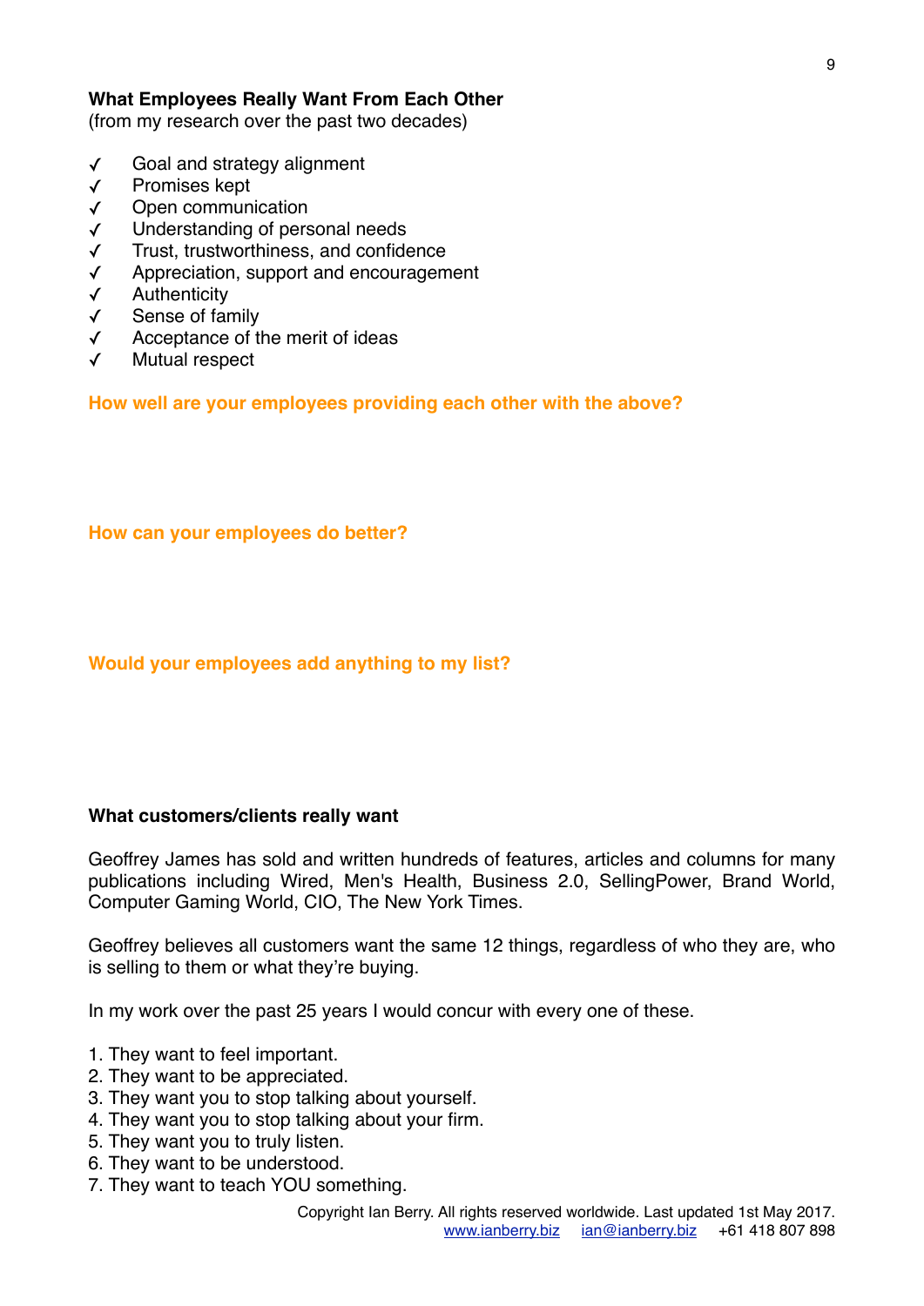**What Employees Really Want From Each Other**
(from my research over the past two decades)

- ✓ Goal and strategy alignment
- ✓ Promises kept
- ✓ Open communication
- ✓ Understanding of personal needs
- ✓ Trust, trustworthiness, and confidence
- ✓ Appreciation, support and encouragement
- ✓ Authenticity
- ✓ Sense of family
- ✓ Acceptance of the merit of ideas
- ✓ Mutual respect

**How well are your employees providing each other with the above?**

**How can your employees do better?**

**Would your employees add anything to my list?**

**What customers/clients really want**

Geoffrey James has sold and written hundreds of features, articles and columns for many publications including Wired, Men's Health, Business 2.0, SellingPower, Brand World, Computer Gaming World, CIO, The New York Times.

Geoffrey believes all customers want the same 12 things, regardless of who they are, who is selling to them or what they're buying.

In my work over the past 25 years I would concur with every one of these.

1. They want to feel important.
2. They want to be appreciated.
3. They want you to stop talking about yourself.
4. They want you to stop talking about your firm.
5. They want you to truly listen.
6. They want to be understood.
7. They want to teach YOU something.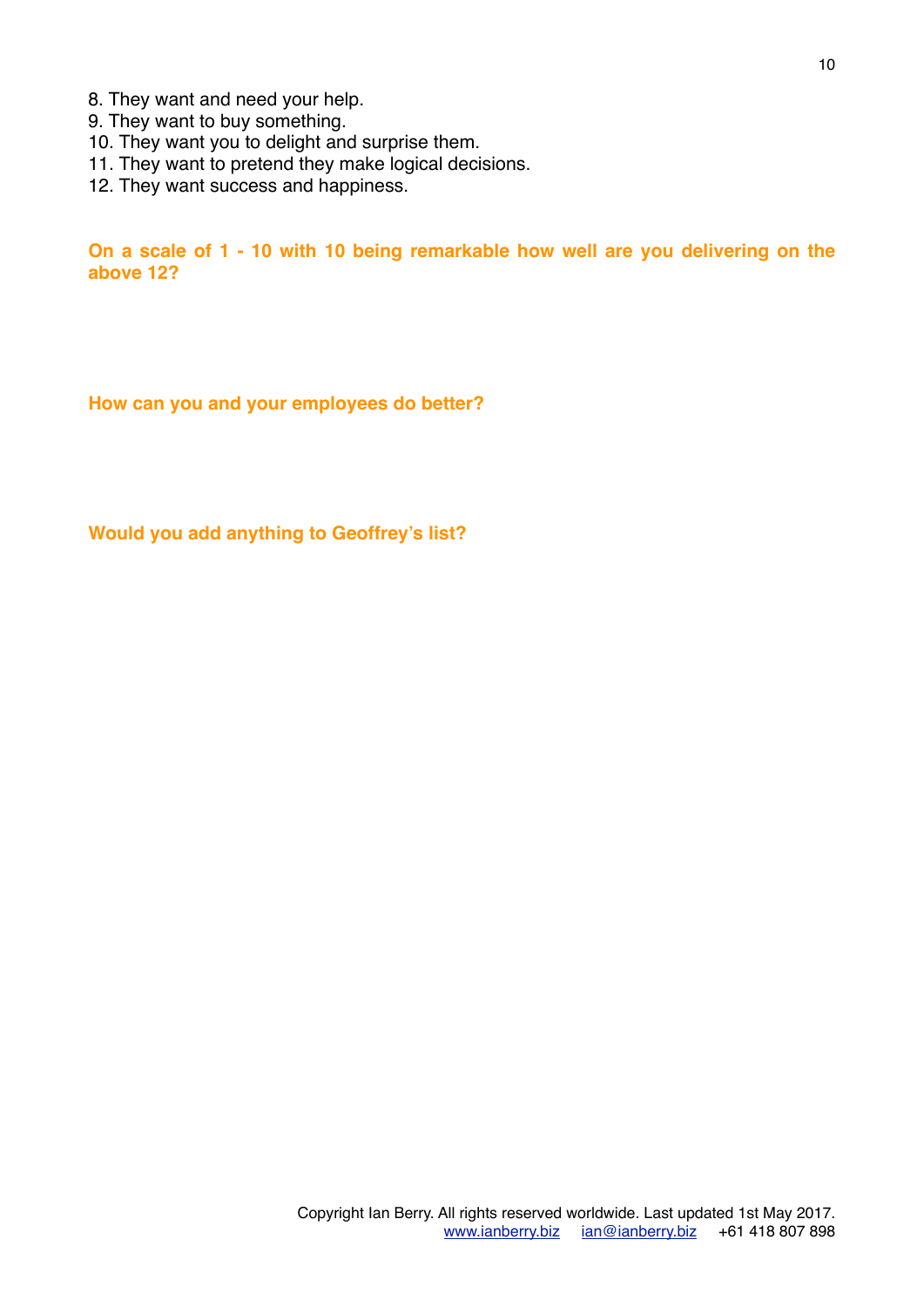8. They want and need your help.
9. They want to buy something.
10. They want you to delight and surprise them.
11. They want to pretend they make logical decisions.
12. They want success and happiness.

**On a scale of 1 - 10 with 10 being remarkable how well are you delivering on the above 12?**

**How can you and your employees do better?**

**Would you add anything to Geoffrey's list?**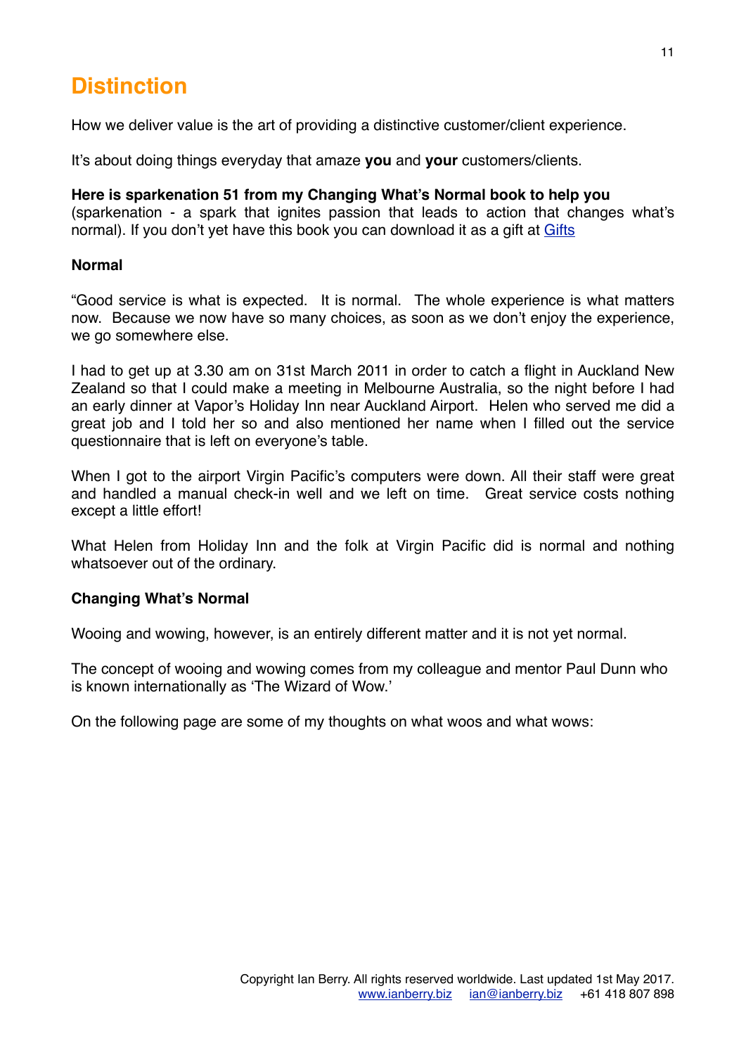# Distinction

How we deliver value is the art of providing a distinctive customer/client experience.

It's about doing things everyday that amaze **you** and **your** customers/clients.

**Here is sparkenation 51 from my Changing What's Normal book to help you** (sparkenation - a spark that ignites passion that leads to action that changes what's normal). If you don't yet have this book you can download it as a gift at [Gifts]

**Normal**

"Good service is what is expected. It is normal. The whole experience is what matters now. Because we now have so many choices, as soon as we don't enjoy the experience, we go somewhere else.

I had to get up at 3.30 am on 31st March 2011 in order to catch a flight in Auckland New Zealand so that I could make a meeting in Melbourne Australia, so the night before I had an early dinner at Vapor's Holiday Inn near Auckland Airport. Helen who served me did a great job and I told her so and also mentioned her name when I filled out the service questionnaire that is left on everyone's table.

When I got to the airport Virgin Pacific's computers were down. All their staff were great and handled a manual check-in well and we left on time. Great service costs nothing except a little effort!

What Helen from Holiday Inn and the folk at Virgin Pacific did is normal and nothing whatsoever out of the ordinary.

**Changing What's Normal**

Wooing and wowing, however, is an entirely different matter and it is not yet normal.

The concept of wooing and wowing comes from my colleague and mentor Paul Dunn who is known internationally as 'The Wizard of Wow.'

On the following page are some of my thoughts on what woos and what wows: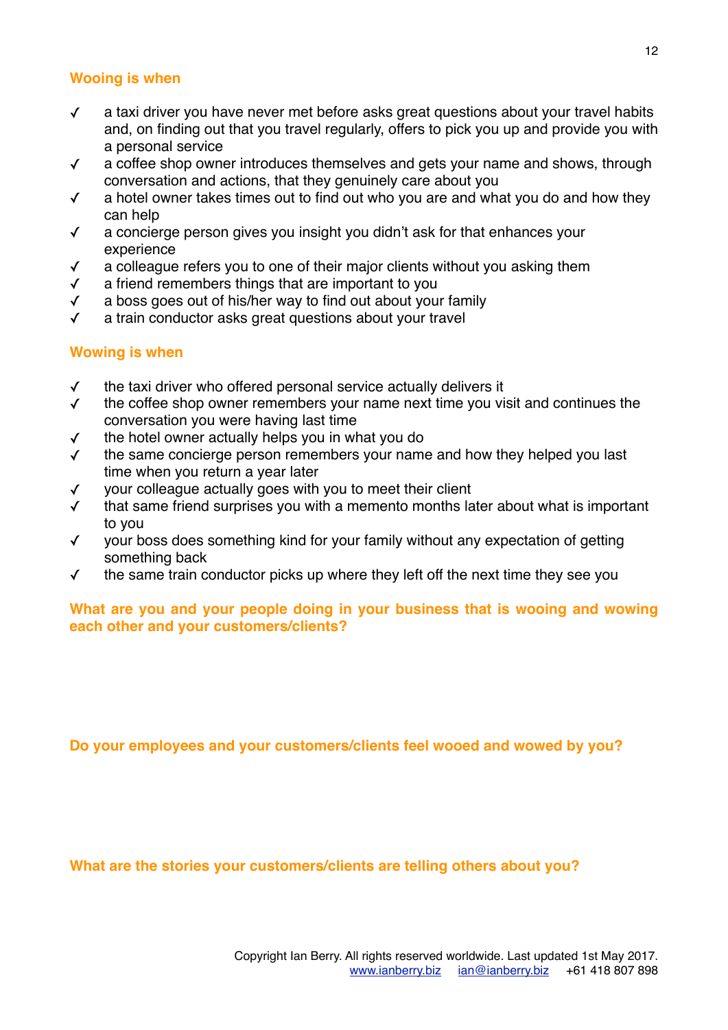## Wooing is when

- ✓ a taxi driver you have never met before asks great questions about your travel habits and, on finding out that you travel regularly, offers to pick you up and provide you with a personal service
- ✓ a coffee shop owner introduces themselves and gets your name and shows, through conversation and actions, that they genuinely care about you
- ✓ a hotel owner takes times out to find out who you are and what you do and how they can help
- ✓ a concierge person gives you insight you didn't ask for that enhances your experience
- ✓ a colleague refers you to one of their major clients without you asking them
- ✓ a friend remembers things that are important to you
- ✓ a boss goes out of his/her way to find out about your family
- ✓ a train conductor asks great questions about your travel

## Wowing is when

- ✓ the taxi driver who offered personal service actually delivers it
- ✓ the coffee shop owner remembers your name next time you visit and continues the conversation you were having last time
- ✓ the hotel owner actually helps you in what you do
- ✓ the same concierge person remembers your name and how they helped you last time when you return a year later
- ✓ your colleague actually goes with you to meet their client
- ✓ that same friend surprises you with a memento months later about what is important to you
- ✓ your boss does something kind for your family without any expectation of getting something back
- ✓ the same train conductor picks up where they left off the next time they see you

**What are you and your people doing in your business that is wooing and wowing each other and your customers/clients?**

**Do your employees and your customers/clients feel wooed and wowed by you?**

**What are the stories your customers/clients are telling others about you?**

Copyright Ian Berry. All rights reserved worldwide. Last updated 1st May 2017.
www.ianberry.biz ian@ianberry.biz +61 418 807 898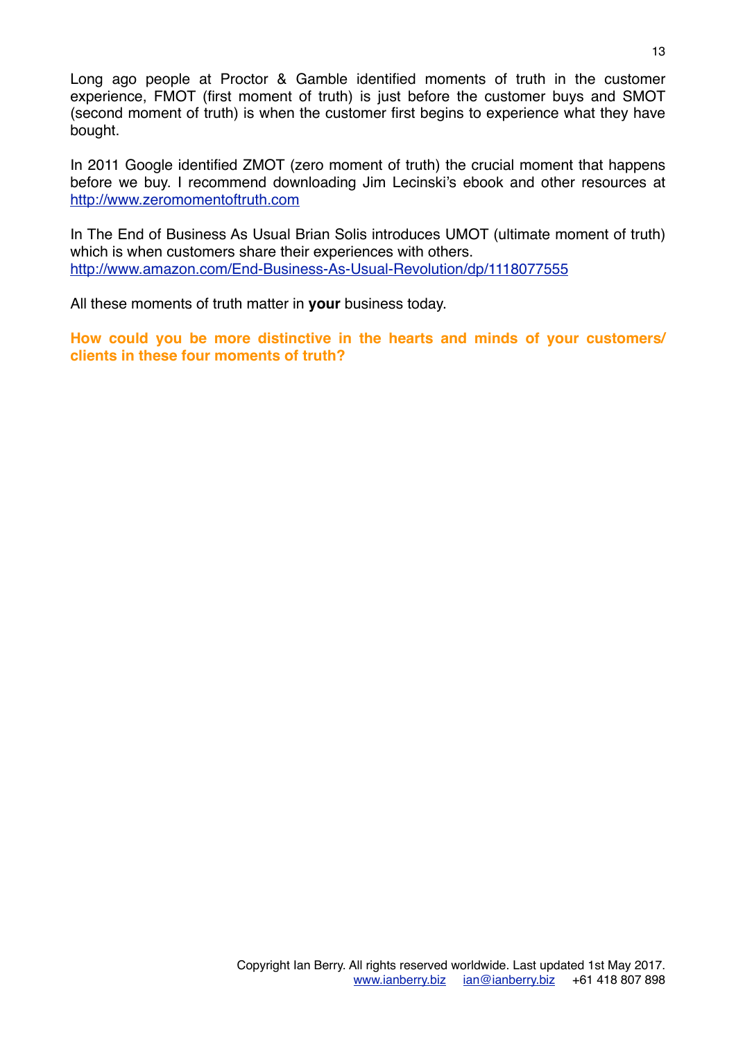Long ago people at Proctor & Gamble identified moments of truth in the customer experience, FMOT (first moment of truth) is just before the customer buys and SMOT (second moment of truth) is when the customer first begins to experience what they have bought.

In 2011 Google identified ZMOT (zero moment of truth) the crucial moment that happens before we buy. I recommend downloading Jim Lecinski's ebook and other resources at [http://www.zeromomentoftruth.com](http://www.zeromomentoftruth.com)

In The End of Business As Usual Brian Solis introduces UMOT (ultimate moment of truth) which is when customers share their experiences with others.
[http://www.amazon.com/End-Business-As-Usual-Revolution/dp/1118077555](http://www.amazon.com/End-Business-As-Usual-Revolution/dp/1118077555)

All these moments of truth matter in **your** business today.

**How could you be more distinctive in the hearts and minds of your customers/clients in these four moments of truth?**

Copyright Ian Berry. All rights reserved worldwide. Last updated 1st May 2017.
[www.ianberry.biz](http://www.ianberry.biz) [ian@ianberry.biz](mailto:ian@ianberry.biz) +61 418 807 898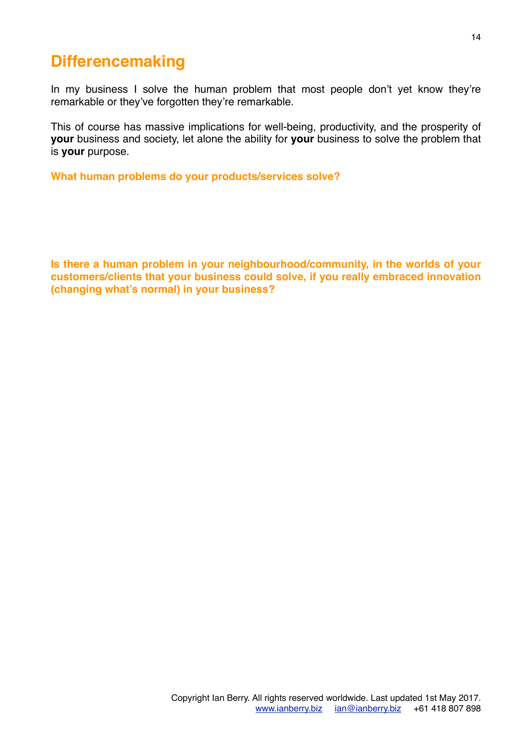# Differencemaking

In my business I solve the human problem that most people don't yet know they're remarkable or they've forgotten they're remarkable.

This of course has massive implications for well-being, productivity, and the prosperity of **your** business and society, let alone the ability for **your** business to solve the problem that is **your** purpose.

**What human problems do your products/services solve?**

**Is there a human problem in your neighbourhood/community, in the worlds of your customers/clients that your business could solve, if you really embraced innovation (changing what's normal) in your business?**

Copyright Ian Berry. All rights reserved worldwide. Last updated 1st May 2017.
www.ianberry.biz ian@ianberry.biz +61 418 807 898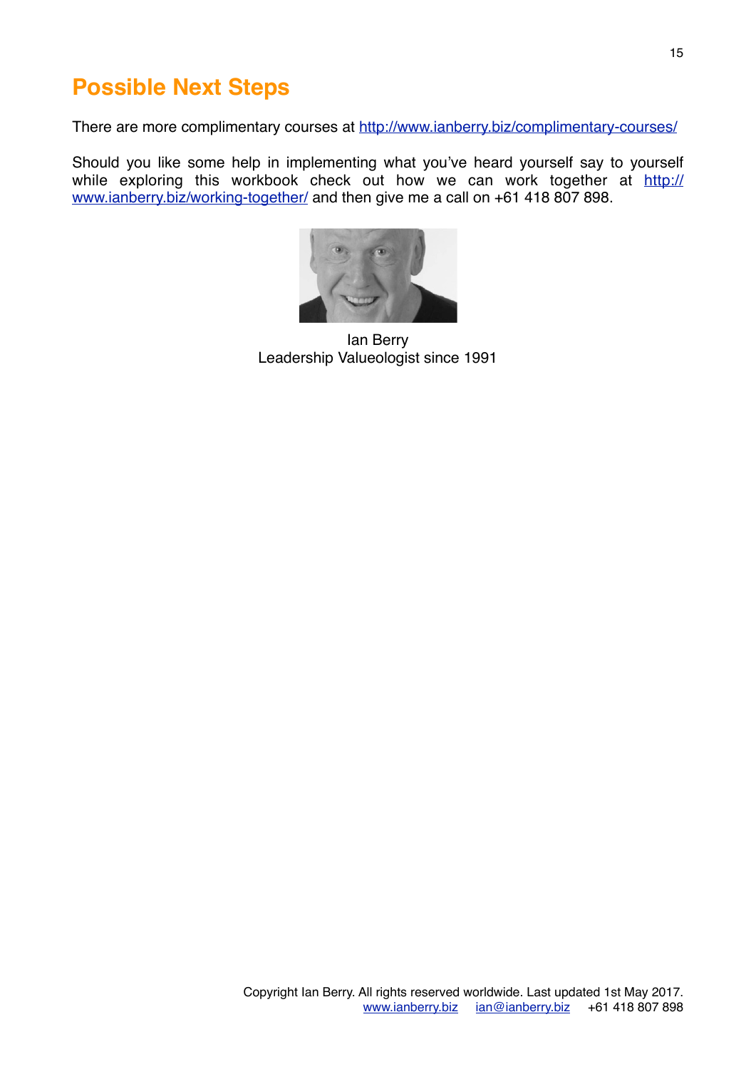## Possible Next Steps

There are more complimentary courses at http://www.ianberry.biz/complimentary-courses/

Should you like some help in implementing what you've heard yourself say to yourself while exploring this workbook check out how we can work together at http://www.ianberry.biz/working-together/ and then give me a call on +61 418 807 898.

Ian Berry
Leadership Valueologist since 1991

Copyright Ian Berry. All rights reserved worldwide. Last updated 1st May 2017.
www.ianberry.biz ian@ianberry.biz +61 418 807 898